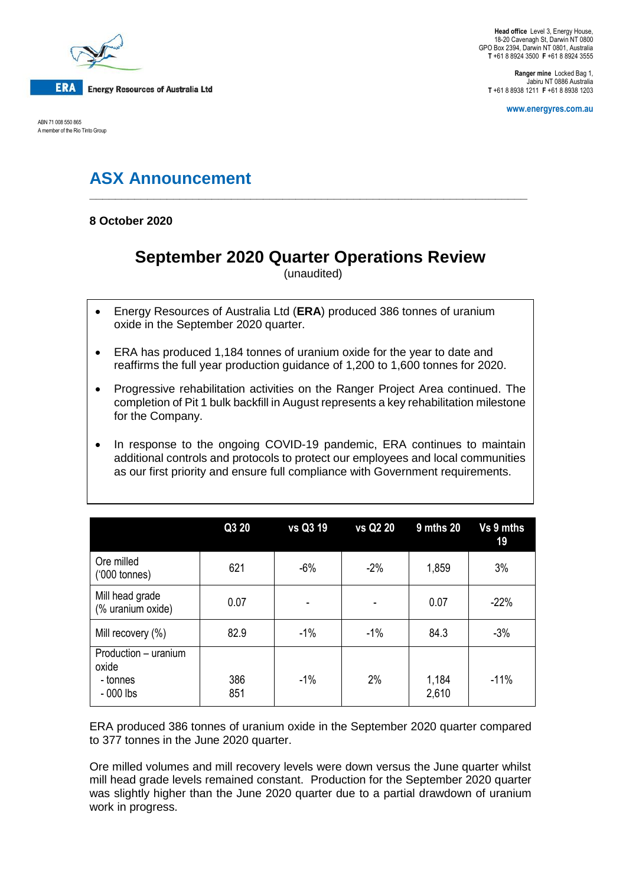ERA Energy Resources of Australia Ltd

ABN 71 008 550 865
A member of the Rio Tinto Group

**Head office** Level 3, Energy House,
18-20 Cavenagh St, Darwin NT 0800
GPO Box 2394, Darwin NT 0801, Australia
**T** +61 8 8924 3500 **F** +61 8 8924 3555

**Ranger mine** Locked Bag 1,
Jabiru NT 0886 Australia
**T** +61 8 8938 1211 **F** +61 8 8938 1203

**www.energyres.com.au**

# ASX Announcement

**8 October 2020**

## September 2020 Quarter Operations Review

(unaudited)

- Energy Resources of Australia Ltd (**ERA**) produced 386 tonnes of uranium oxide in the September 2020 quarter.
- ERA has produced 1,184 tonnes of uranium oxide for the year to date and reaffirms the full year production guidance of 1,200 to 1,600 tonnes for 2020.
- Progressive rehabilitation activities on the Ranger Project Area continued. The completion of Pit 1 bulk backfill in August represents a key rehabilitation milestone for the Company.
- In response to the ongoing COVID-19 pandemic, ERA continues to maintain additional controls and protocols to protect our employees and local communities as our first priority and ensure full compliance with Government requirements.

| | Q3 20 | vs Q3 19 | vs Q2 20 | 9 mths 20 | Vs 9 mths 19 |
|---|---|---|---|---|---|
| Ore milled ('000 tonnes) | 621 | -6% | -2% | 1,859 | 3% |
| Mill head grade (% uranium oxide) | 0.07 | - | - | 0.07 | -22% |
| Mill recovery (%) | 82.9 | -1% | -1% | 84.3 | -3% |
| Production – uranium oxide<br>- tonnes<br>- 000 lbs | 386<br>851 | -1% | 2% | 1,184<br>2,610 | -11% |

ERA produced 386 tonnes of uranium oxide in the September 2020 quarter compared to 377 tonnes in the June 2020 quarter.

Ore milled volumes and mill recovery levels were down versus the June quarter whilst mill head grade levels remained constant. Production for the September 2020 quarter was slightly higher than the June 2020 quarter due to a partial drawdown of uranium work in progress.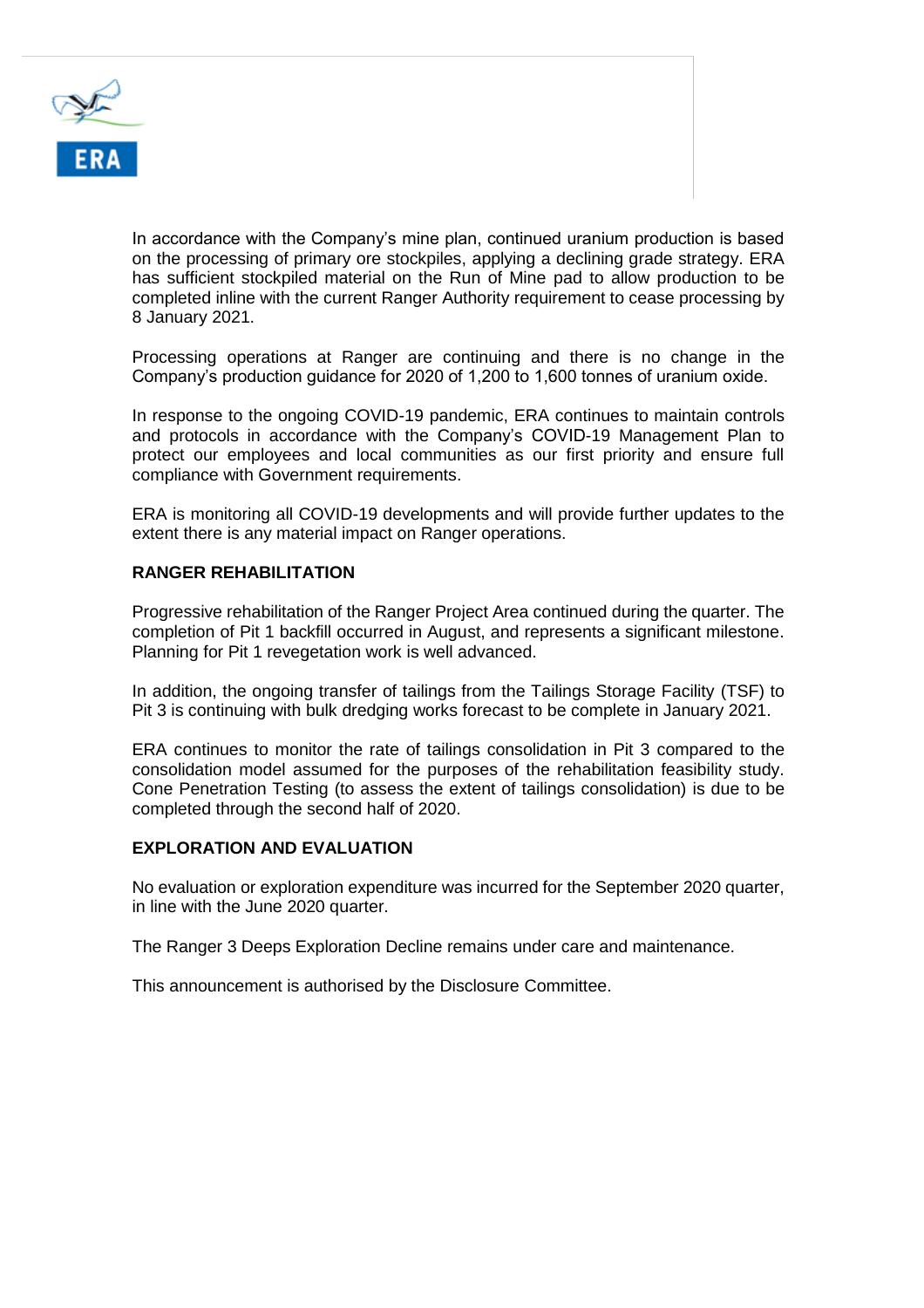In accordance with the Company's mine plan, continued uranium production is based on the processing of primary ore stockpiles, applying a declining grade strategy. ERA has sufficient stockpiled material on the Run of Mine pad to allow production to be completed inline with the current Ranger Authority requirement to cease processing by 8 January 2021.

Processing operations at Ranger are continuing and there is no change in the Company's production guidance for 2020 of 1,200 to 1,600 tonnes of uranium oxide.

In response to the ongoing COVID-19 pandemic, ERA continues to maintain controls and protocols in accordance with the Company's COVID-19 Management Plan to protect our employees and local communities as our first priority and ensure full compliance with Government requirements.

ERA is monitoring all COVID-19 developments and will provide further updates to the extent there is any material impact on Ranger operations.

**RANGER REHABILITATION**

Progressive rehabilitation of the Ranger Project Area continued during the quarter. The completion of Pit 1 backfill occurred in August, and represents a significant milestone. Planning for Pit 1 revegetation work is well advanced.

In addition, the ongoing transfer of tailings from the Tailings Storage Facility (TSF) to Pit 3 is continuing with bulk dredging works forecast to be complete in January 2021.

ERA continues to monitor the rate of tailings consolidation in Pit 3 compared to the consolidation model assumed for the purposes of the rehabilitation feasibility study. Cone Penetration Testing (to assess the extent of tailings consolidation) is due to be completed through the second half of 2020.

**EXPLORATION AND EVALUATION**

No evaluation or exploration expenditure was incurred for the September 2020 quarter, in line with the June 2020 quarter.

The Ranger 3 Deeps Exploration Decline remains under care and maintenance.

This announcement is authorised by the Disclosure Committee.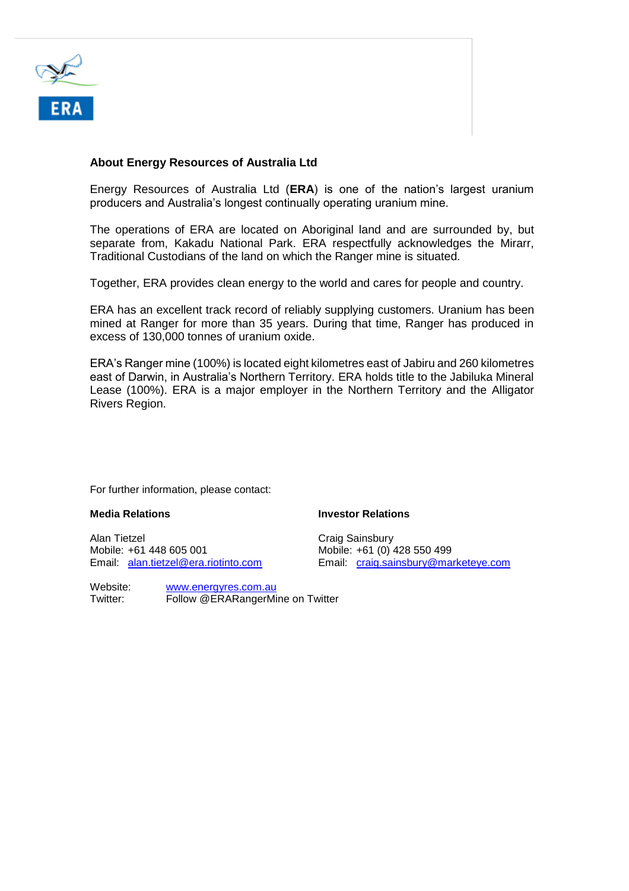**About Energy Resources of Australia Ltd**

Energy Resources of Australia Ltd (**ERA**) is one of the nation's largest uranium producers and Australia's longest continually operating uranium mine.

The operations of ERA are located on Aboriginal land and are surrounded by, but separate from, Kakadu National Park. ERA respectfully acknowledges the Mirarr, Traditional Custodians of the land on which the Ranger mine is situated.

Together, ERA provides clean energy to the world and cares for people and country.

ERA has an excellent track record of reliably supplying customers. Uranium has been mined at Ranger for more than 35 years. During that time, Ranger has produced in excess of 130,000 tonnes of uranium oxide.

ERA's Ranger mine (100%) is located eight kilometres east of Jabiru and 260 kilometres east of Darwin, in Australia's Northern Territory. ERA holds title to the Jabiluka Mineral Lease (100%). ERA is a major employer in the Northern Territory and the Alligator Rivers Region.

For further information, please contact:

**Media Relations**

Alan Tietzel
Mobile: +61 448 605 001
Email: alan.tietzel@era.riotinto.com

**Investor Relations**

Craig Sainsbury
Mobile: +61 (0) 428 550 499
Email: craig.sainsbury@marketeye.com

Website: www.energyres.com.au
Twitter: Follow @ERARangerMine on Twitter